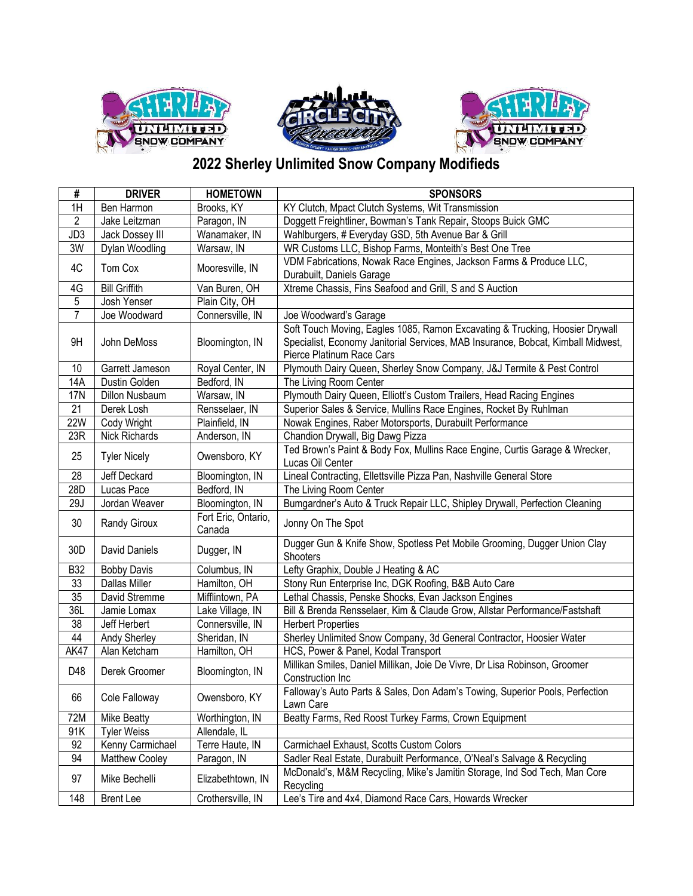# 2022 Sherley Unlimited Snow Company Modifieds

| # | DRIVER | HOMETOWN | SPONSORS |
|---|---|---|---|
| 1H | Ben Harmon | Brooks, KY | KY Clutch, Mpact Clutch Systems, Wit Transmission |
| 2 | Jake Leitzman | Paragon, IN | Doggett Freightliner, Bowman's Tank Repair, Stoops Buick GMC |
| JD3 | Jack Dossey III | Wanamaker, IN | Wahlburgers, # Everyday GSD, 5th Avenue Bar & Grill |
| 3W | Dylan Woodling | Warsaw, IN | WR Customs LLC, Bishop Farms, Monteith's Best One Tree |
| 4C | Tom Cox | Mooresville, IN | VDM Fabrications, Nowak Race Engines, Jackson Farms & Produce LLC, Durabuilt, Daniels Garage |
| 4G | Bill Griffith | Van Buren, OH | Xtreme Chassis, Fins Seafood and Grill, S and S Auction |
| 5 | Josh Yenser | Plain City, OH | |
| 7 | Joe Woodward | Connersville, IN | Joe Woodward's Garage |
| 9H | John DeMoss | Bloomington, IN | Soft Touch Moving, Eagles 1085, Ramon Excavating & Trucking, Hoosier Drywall Specialist, Economy Janitorial Services, MAB Insurance, Bobcat, Kimball Midwest, Pierce Platinum Race Cars |
| 10 | Garrett Jameson | Royal Center, IN | Plymouth Dairy Queen, Sherley Snow Company, J&J Termite & Pest Control |
| 14A | Dustin Golden | Bedford, IN | The Living Room Center |
| 17N | Dillon Nusbaum | Warsaw, IN | Plymouth Dairy Queen, Elliott's Custom Trailers, Head Racing Engines |
| 21 | Derek Losh | Rensselaer, IN | Superior Sales & Service, Mullins Race Engines, Rocket By Ruhlman |
| 22W | Cody Wright | Plainfield, IN | Nowak Engines, Raber Motorsports, Durabuilt Performance |
| 23R | Nick Richards | Anderson, IN | Chandion Drywall, Big Dawg Pizza |
| 25 | Tyler Nicely | Owensboro, KY | Ted Brown's Paint & Body Fox, Mullins Race Engine, Curtis Garage & Wrecker, Lucas Oil Center |
| 28 | Jeff Deckard | Bloomington, IN | Lineal Contracting, Ellettsville Pizza Pan, Nashville General Store |
| 28D | Lucas Pace | Bedford, IN | The Living Room Center |
| 29J | Jordan Weaver | Bloomington, IN | Bumgardner's Auto & Truck Repair LLC, Shipley Drywall, Perfection Cleaning |
| 30 | Randy Giroux | Fort Eric, Ontario, Canada | Jonny On The Spot |
| 30D | David Daniels | Dugger, IN | Dugger Gun & Knife Show, Spotless Pet Mobile Grooming, Dugger Union Clay Shooters |
| B32 | Bobby Davis | Columbus, IN | Lefty Graphix, Double J Heating & AC |
| 33 | Dallas Miller | Hamilton, OH | Stony Run Enterprise Inc, DGK Roofing, B&B Auto Care |
| 35 | David Stremme | Mifflintown, PA | Lethal Chassis, Penske Shocks, Evan Jackson Engines |
| 36L | Jamie Lomax | Lake Village, IN | Bill & Brenda Rensselaer, Kim & Claude Grow, Allstar Performance/Fastshaft |
| 38 | Jeff Herbert | Connersville, IN | Herbert Properties |
| 44 | Andy Sherley | Sheridan, IN | Sherley Unlimited Snow Company, 3d General Contractor, Hoosier Water |
| AK47 | Alan Ketcham | Hamilton, OH | HCS, Power & Panel, Kodal Transport |
| D48 | Derek Groomer | Bloomington, IN | Millikan Smiles, Daniel Millikan, Joie De Vivre, Dr Lisa Robinson, Groomer Construction Inc |
| 66 | Cole Falloway | Owensboro, KY | Falloway's Auto Parts & Sales, Don Adam's Towing, Superior Pools, Perfection Lawn Care |
| 72M | Mike Beatty | Worthington, IN | Beatty Farms, Red Roost Turkey Farms, Crown Equipment |
| 91K | Tyler Weiss | Allendale, IL | |
| 92 | Kenny Carmichael | Terre Haute, IN | Carmichael Exhaust, Scotts Custom Colors |
| 94 | Matthew Cooley | Paragon, IN | Sadler Real Estate, Durabuilt Performance, O'Neal's Salvage & Recycling |
| 97 | Mike Bechelli | Elizabethtown, IN | McDonald's, M&M Recycling, Mike's Jamitin Storage, Ind Sod Tech, Man Core Recycling |
| 148 | Brent Lee | Crothersville, IN | Lee's Tire and 4x4, Diamond Race Cars, Howards Wrecker |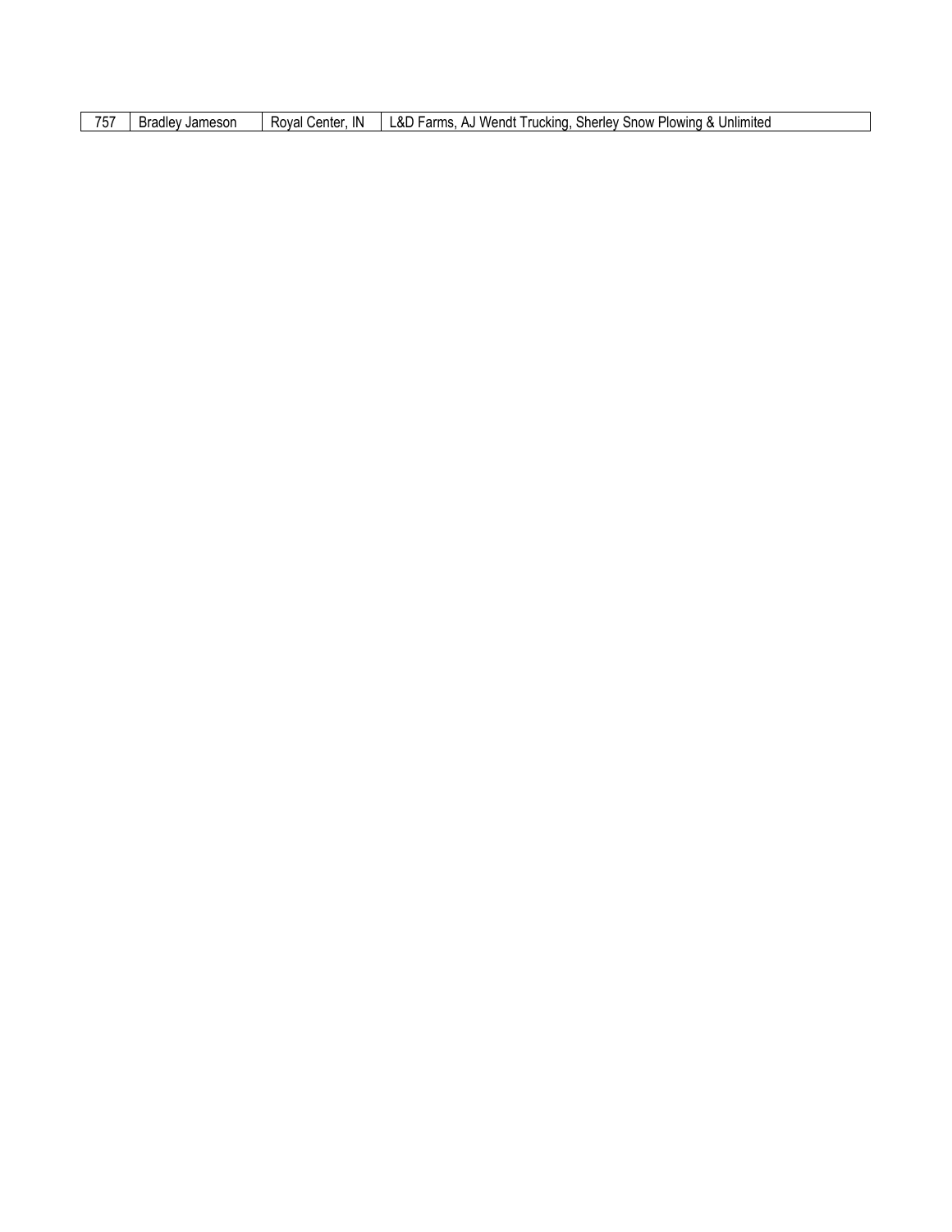| | | | |
|---|---|---|---|
| 757 | Bradley Jameson | Royal Center, IN | L&D Farms, AJ Wendt Trucking, Sherley Snow Plowing & Unlimited |